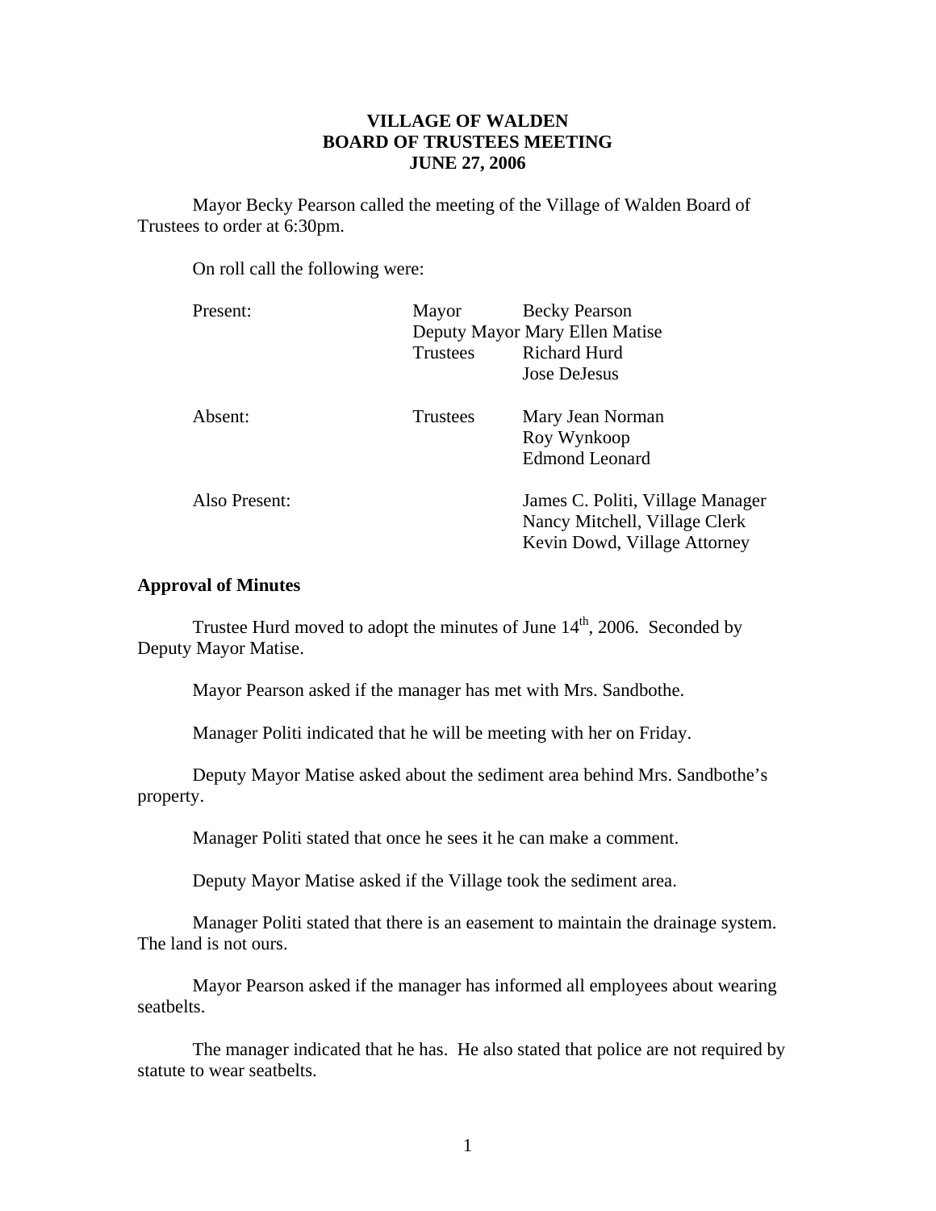**VILLAGE OF WALDEN**
**BOARD OF TRUSTEES MEETING**
**JUNE 27, 2006**

Mayor Becky Pearson called the meeting of the Village of Walden Board of Trustees to order at 6:30pm.

On roll call the following were:

| | | |
|---|---|---|
| Present: | Mayor | Becky Pearson |
| | Deputy Mayor | Mary Ellen Matise |
| | Trustees | Richard Hurd |
| | | Jose DeJesus |
| Absent: | Trustees | Mary Jean Norman |
| | | Roy Wynkoop |
| | | Edmond Leonard |
| Also Present: | | James C. Politi, Village Manager |
| | | Nancy Mitchell, Village Clerk |
| | | Kevin Dowd, Village Attorney |

**Approval of Minutes**

Trustee Hurd moved to adopt the minutes of June 14th, 2006. Seconded by Deputy Mayor Matise.

Mayor Pearson asked if the manager has met with Mrs. Sandbothe.

Manager Politi indicated that he will be meeting with her on Friday.

Deputy Mayor Matise asked about the sediment area behind Mrs. Sandbothe's property.

Manager Politi stated that once he sees it he can make a comment.

Deputy Mayor Matise asked if the Village took the sediment area.

Manager Politi stated that there is an easement to maintain the drainage system. The land is not ours.

Mayor Pearson asked if the manager has informed all employees about wearing seatbelts.

The manager indicated that he has. He also stated that police are not required by statute to wear seatbelts.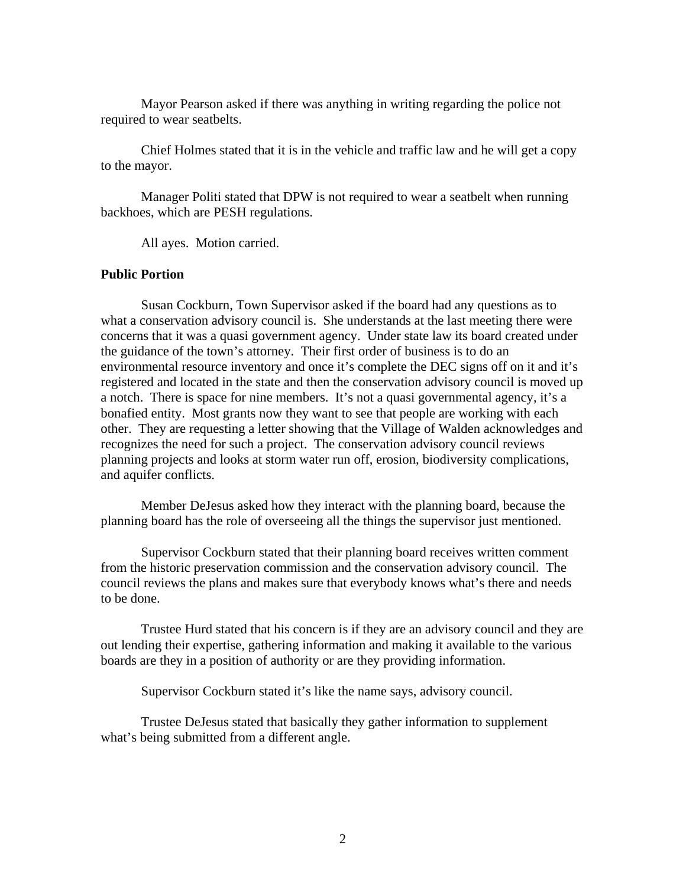Mayor Pearson asked if there was anything in writing regarding the police not required to wear seatbelts.

Chief Holmes stated that it is in the vehicle and traffic law and he will get a copy to the mayor.

Manager Politi stated that DPW is not required to wear a seatbelt when running backhoes, which are PESH regulations.

All ayes. Motion carried.

**Public Portion**

Susan Cockburn, Town Supervisor asked if the board had any questions as to what a conservation advisory council is. She understands at the last meeting there were concerns that it was a quasi government agency. Under state law its board created under the guidance of the town's attorney. Their first order of business is to do an environmental resource inventory and once it's complete the DEC signs off on it and it's registered and located in the state and then the conservation advisory council is moved up a notch. There is space for nine members. It's not a quasi governmental agency, it's a bonafied entity. Most grants now they want to see that people are working with each other. They are requesting a letter showing that the Village of Walden acknowledges and recognizes the need for such a project. The conservation advisory council reviews planning projects and looks at storm water run off, erosion, biodiversity complications, and aquifer conflicts.

Member DeJesus asked how they interact with the planning board, because the planning board has the role of overseeing all the things the supervisor just mentioned.

Supervisor Cockburn stated that their planning board receives written comment from the historic preservation commission and the conservation advisory council. The council reviews the plans and makes sure that everybody knows what's there and needs to be done.

Trustee Hurd stated that his concern is if they are an advisory council and they are out lending their expertise, gathering information and making it available to the various boards are they in a position of authority or are they providing information.

Supervisor Cockburn stated it's like the name says, advisory council.

Trustee DeJesus stated that basically they gather information to supplement what's being submitted from a different angle.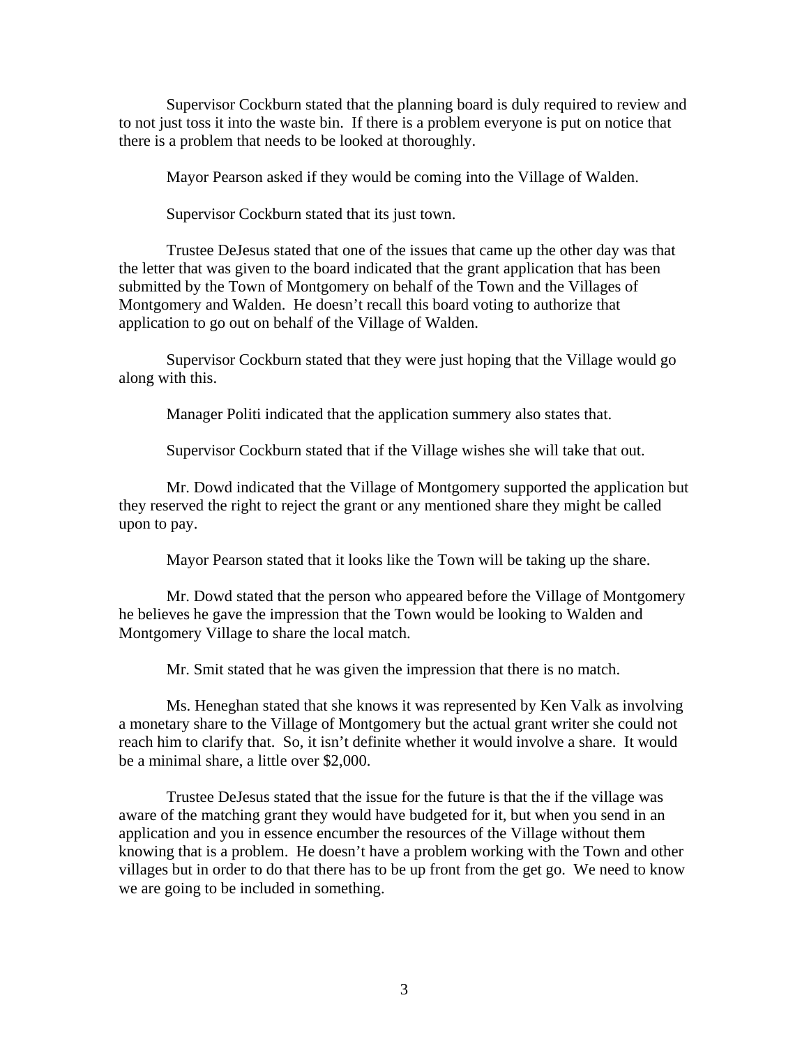Supervisor Cockburn stated that the planning board is duly required to review and to not just toss it into the waste bin. If there is a problem everyone is put on notice that there is a problem that needs to be looked at thoroughly.

Mayor Pearson asked if they would be coming into the Village of Walden.

Supervisor Cockburn stated that its just town.

Trustee DeJesus stated that one of the issues that came up the other day was that the letter that was given to the board indicated that the grant application that has been submitted by the Town of Montgomery on behalf of the Town and the Villages of Montgomery and Walden. He doesn't recall this board voting to authorize that application to go out on behalf of the Village of Walden.

Supervisor Cockburn stated that they were just hoping that the Village would go along with this.

Manager Politi indicated that the application summery also states that.

Supervisor Cockburn stated that if the Village wishes she will take that out.

Mr. Dowd indicated that the Village of Montgomery supported the application but they reserved the right to reject the grant or any mentioned share they might be called upon to pay.

Mayor Pearson stated that it looks like the Town will be taking up the share.

Mr. Dowd stated that the person who appeared before the Village of Montgomery he believes he gave the impression that the Town would be looking to Walden and Montgomery Village to share the local match.

Mr. Smit stated that he was given the impression that there is no match.

Ms. Heneghan stated that she knows it was represented by Ken Valk as involving a monetary share to the Village of Montgomery but the actual grant writer she could not reach him to clarify that. So, it isn't definite whether it would involve a share. It would be a minimal share, a little over $2,000.

Trustee DeJesus stated that the issue for the future is that the if the village was aware of the matching grant they would have budgeted for it, but when you send in an application and you in essence encumber the resources of the Village without them knowing that is a problem. He doesn't have a problem working with the Town and other villages but in order to do that there has to be up front from the get go. We need to know we are going to be included in something.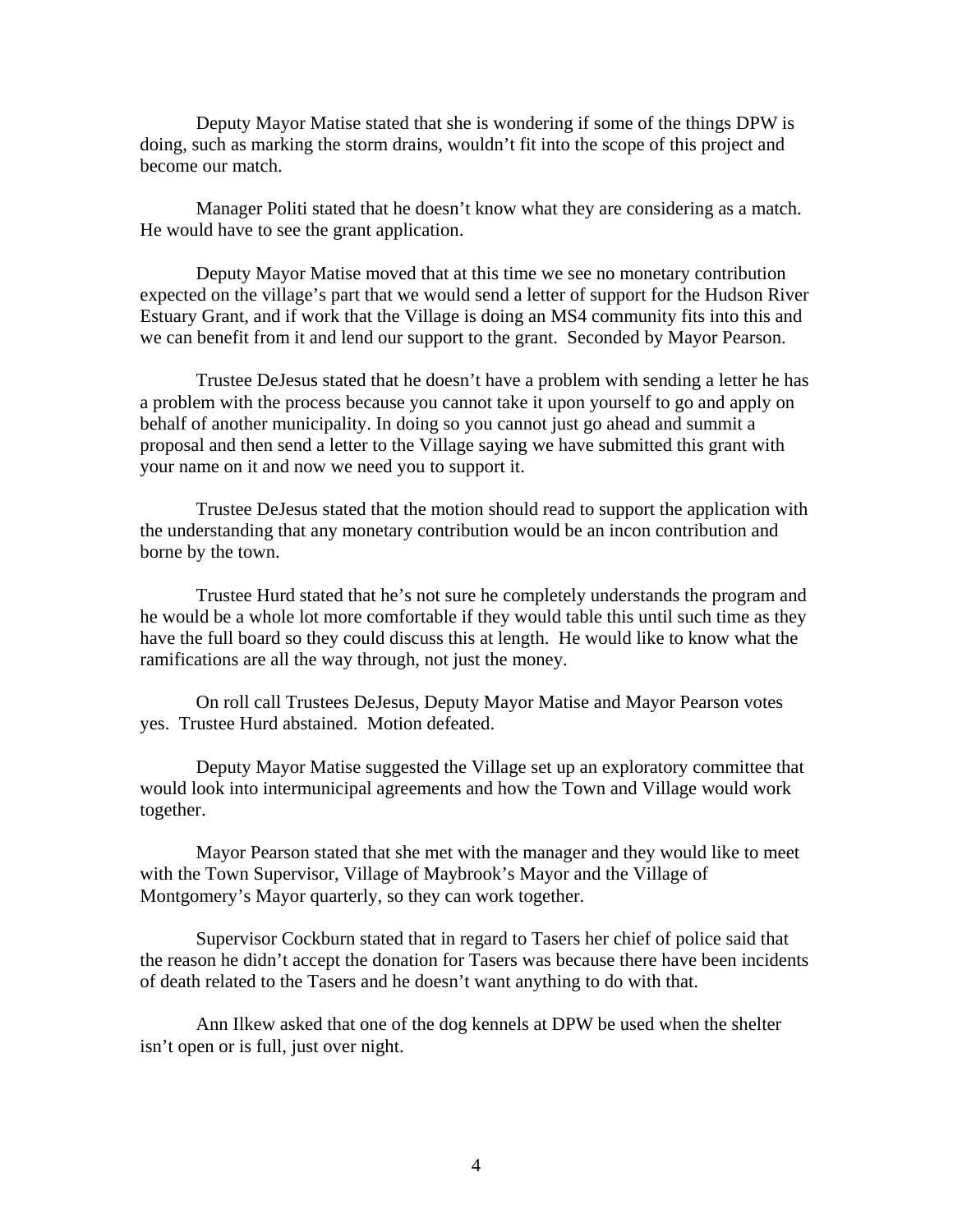Deputy Mayor Matise stated that she is wondering if some of the things DPW is doing, such as marking the storm drains, wouldn't fit into the scope of this project and become our match.

Manager Politi stated that he doesn't know what they are considering as a match. He would have to see the grant application.

Deputy Mayor Matise moved that at this time we see no monetary contribution expected on the village's part that we would send a letter of support for the Hudson River Estuary Grant, and if work that the Village is doing an MS4 community fits into this and we can benefit from it and lend our support to the grant. Seconded by Mayor Pearson.

Trustee DeJesus stated that he doesn't have a problem with sending a letter he has a problem with the process because you cannot take it upon yourself to go and apply on behalf of another municipality. In doing so you cannot just go ahead and summit a proposal and then send a letter to the Village saying we have submitted this grant with your name on it and now we need you to support it.

Trustee DeJesus stated that the motion should read to support the application with the understanding that any monetary contribution would be an incon contribution and borne by the town.

Trustee Hurd stated that he's not sure he completely understands the program and he would be a whole lot more comfortable if they would table this until such time as they have the full board so they could discuss this at length. He would like to know what the ramifications are all the way through, not just the money.

On roll call Trustees DeJesus, Deputy Mayor Matise and Mayor Pearson votes yes. Trustee Hurd abstained. Motion defeated.

Deputy Mayor Matise suggested the Village set up an exploratory committee that would look into intermunicipal agreements and how the Town and Village would work together.

Mayor Pearson stated that she met with the manager and they would like to meet with the Town Supervisor, Village of Maybrook's Mayor and the Village of Montgomery's Mayor quarterly, so they can work together.

Supervisor Cockburn stated that in regard to Tasers her chief of police said that the reason he didn't accept the donation for Tasers was because there have been incidents of death related to the Tasers and he doesn't want anything to do with that.

Ann Ilkew asked that one of the dog kennels at DPW be used when the shelter isn't open or is full, just over night.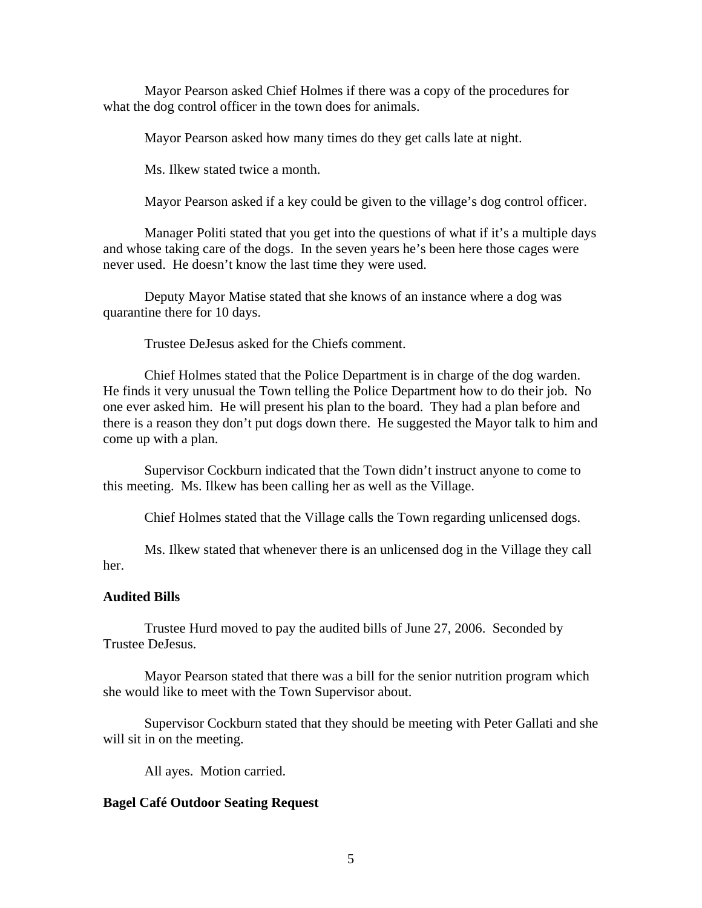Mayor Pearson asked Chief Holmes if there was a copy of the procedures for what the dog control officer in the town does for animals.

Mayor Pearson asked how many times do they get calls late at night.

Ms. Ilkew stated twice a month.

Mayor Pearson asked if a key could be given to the village's dog control officer.

Manager Politi stated that you get into the questions of what if it's a multiple days and whose taking care of the dogs. In the seven years he's been here those cages were never used. He doesn't know the last time they were used.

Deputy Mayor Matise stated that she knows of an instance where a dog was quarantine there for 10 days.

Trustee DeJesus asked for the Chiefs comment.

Chief Holmes stated that the Police Department is in charge of the dog warden. He finds it very unusual the Town telling the Police Department how to do their job. No one ever asked him. He will present his plan to the board. They had a plan before and there is a reason they don't put dogs down there. He suggested the Mayor talk to him and come up with a plan.

Supervisor Cockburn indicated that the Town didn't instruct anyone to come to this meeting. Ms. Ilkew has been calling her as well as the Village.

Chief Holmes stated that the Village calls the Town regarding unlicensed dogs.

Ms. Ilkew stated that whenever there is an unlicensed dog in the Village they call her.

**Audited Bills**

Trustee Hurd moved to pay the audited bills of June 27, 2006. Seconded by Trustee DeJesus.

Mayor Pearson stated that there was a bill for the senior nutrition program which she would like to meet with the Town Supervisor about.

Supervisor Cockburn stated that they should be meeting with Peter Gallati and she will sit in on the meeting.

All ayes. Motion carried.

**Bagel Café Outdoor Seating Request**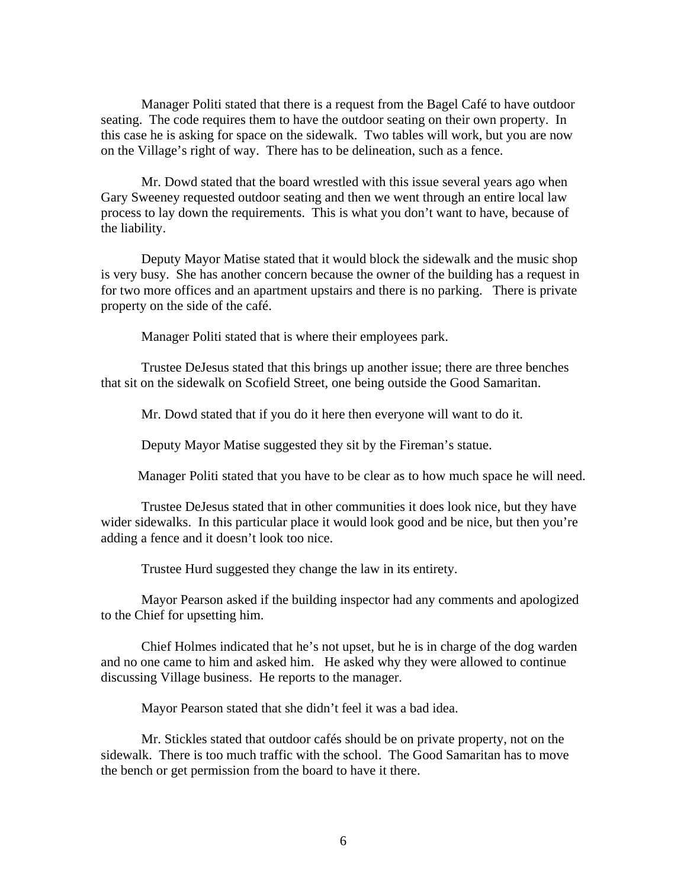Manager Politi stated that there is a request from the Bagel Café to have outdoor seating. The code requires them to have the outdoor seating on their own property. In this case he is asking for space on the sidewalk. Two tables will work, but you are now on the Village's right of way. There has to be delineation, such as a fence.

Mr. Dowd stated that the board wrestled with this issue several years ago when Gary Sweeney requested outdoor seating and then we went through an entire local law process to lay down the requirements. This is what you don't want to have, because of the liability.

Deputy Mayor Matise stated that it would block the sidewalk and the music shop is very busy. She has another concern because the owner of the building has a request in for two more offices and an apartment upstairs and there is no parking. There is private property on the side of the café.

Manager Politi stated that is where their employees park.

Trustee DeJesus stated that this brings up another issue; there are three benches that sit on the sidewalk on Scofield Street, one being outside the Good Samaritan.

Mr. Dowd stated that if you do it here then everyone will want to do it.

Deputy Mayor Matise suggested they sit by the Fireman's statue.

Manager Politi stated that you have to be clear as to how much space he will need.

Trustee DeJesus stated that in other communities it does look nice, but they have wider sidewalks. In this particular place it would look good and be nice, but then you're adding a fence and it doesn't look too nice.

Trustee Hurd suggested they change the law in its entirety.

Mayor Pearson asked if the building inspector had any comments and apologized to the Chief for upsetting him.

Chief Holmes indicated that he's not upset, but he is in charge of the dog warden and no one came to him and asked him. He asked why they were allowed to continue discussing Village business. He reports to the manager.

Mayor Pearson stated that she didn't feel it was a bad idea.

Mr. Stickles stated that outdoor cafés should be on private property, not on the sidewalk. There is too much traffic with the school. The Good Samaritan has to move the bench or get permission from the board to have it there.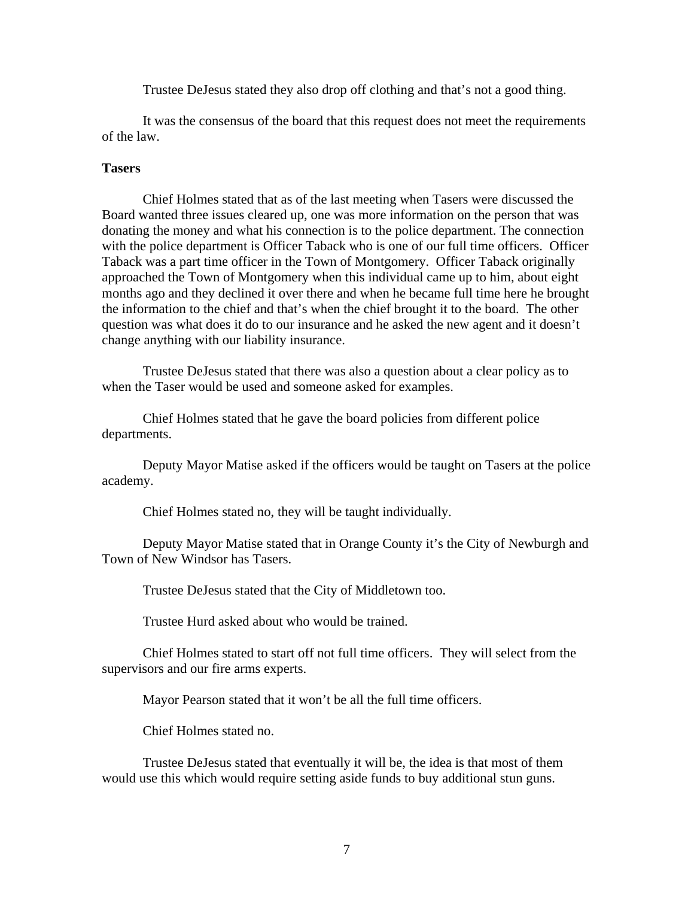Trustee DeJesus stated they also drop off clothing and that's not a good thing.

It was the consensus of the board that this request does not meet the requirements of the law.

**Tasers**

Chief Holmes stated that as of the last meeting when Tasers were discussed the Board wanted three issues cleared up, one was more information on the person that was donating the money and what his connection is to the police department. The connection with the police department is Officer Taback who is one of our full time officers. Officer Taback was a part time officer in the Town of Montgomery. Officer Taback originally approached the Town of Montgomery when this individual came up to him, about eight months ago and they declined it over there and when he became full time here he brought the information to the chief and that's when the chief brought it to the board. The other question was what does it do to our insurance and he asked the new agent and it doesn't change anything with our liability insurance.

Trustee DeJesus stated that there was also a question about a clear policy as to when the Taser would be used and someone asked for examples.

Chief Holmes stated that he gave the board policies from different police departments.

Deputy Mayor Matise asked if the officers would be taught on Tasers at the police academy.

Chief Holmes stated no, they will be taught individually.

Deputy Mayor Matise stated that in Orange County it's the City of Newburgh and Town of New Windsor has Tasers.

Trustee DeJesus stated that the City of Middletown too.

Trustee Hurd asked about who would be trained.

Chief Holmes stated to start off not full time officers. They will select from the supervisors and our fire arms experts.

Mayor Pearson stated that it won't be all the full time officers.

Chief Holmes stated no.

Trustee DeJesus stated that eventually it will be, the idea is that most of them would use this which would require setting aside funds to buy additional stun guns.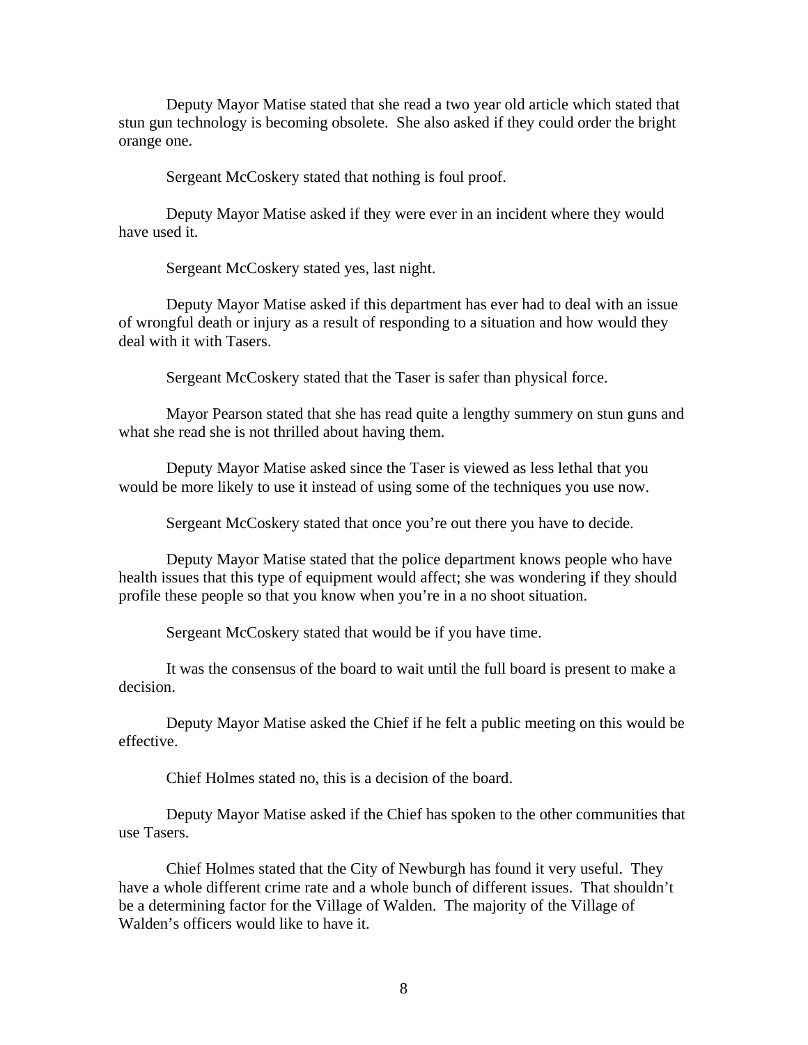Deputy Mayor Matise stated that she read a two year old article which stated that stun gun technology is becoming obsolete. She also asked if they could order the bright orange one.

Sergeant McCoskery stated that nothing is foul proof.

Deputy Mayor Matise asked if they were ever in an incident where they would have used it.

Sergeant McCoskery stated yes, last night.

Deputy Mayor Matise asked if this department has ever had to deal with an issue of wrongful death or injury as a result of responding to a situation and how would they deal with it with Tasers.

Sergeant McCoskery stated that the Taser is safer than physical force.

Mayor Pearson stated that she has read quite a lengthy summery on stun guns and what she read she is not thrilled about having them.

Deputy Mayor Matise asked since the Taser is viewed as less lethal that you would be more likely to use it instead of using some of the techniques you use now.

Sergeant McCoskery stated that once you're out there you have to decide.

Deputy Mayor Matise stated that the police department knows people who have health issues that this type of equipment would affect; she was wondering if they should profile these people so that you know when you're in a no shoot situation.

Sergeant McCoskery stated that would be if you have time.

It was the consensus of the board to wait until the full board is present to make a decision.

Deputy Mayor Matise asked the Chief if he felt a public meeting on this would be effective.

Chief Holmes stated no, this is a decision of the board.

Deputy Mayor Matise asked if the Chief has spoken to the other communities that use Tasers.

Chief Holmes stated that the City of Newburgh has found it very useful. They have a whole different crime rate and a whole bunch of different issues. That shouldn't be a determining factor for the Village of Walden. The majority of the Village of Walden's officers would like to have it.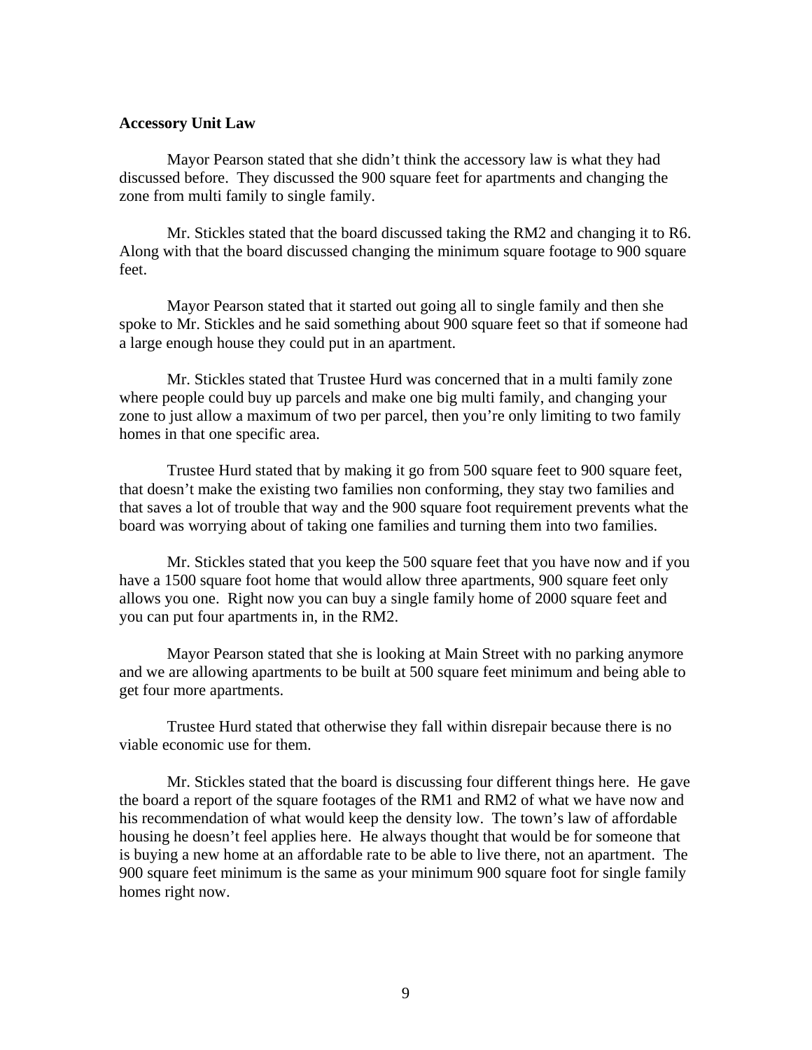**Accessory Unit Law**

Mayor Pearson stated that she didn't think the accessory law is what they had discussed before. They discussed the 900 square feet for apartments and changing the zone from multi family to single family.

Mr. Stickles stated that the board discussed taking the RM2 and changing it to R6. Along with that the board discussed changing the minimum square footage to 900 square feet.

Mayor Pearson stated that it started out going all to single family and then she spoke to Mr. Stickles and he said something about 900 square feet so that if someone had a large enough house they could put in an apartment.

Mr. Stickles stated that Trustee Hurd was concerned that in a multi family zone where people could buy up parcels and make one big multi family, and changing your zone to just allow a maximum of two per parcel, then you're only limiting to two family homes in that one specific area.

Trustee Hurd stated that by making it go from 500 square feet to 900 square feet, that doesn't make the existing two families non conforming, they stay two families and that saves a lot of trouble that way and the 900 square foot requirement prevents what the board was worrying about of taking one families and turning them into two families.

Mr. Stickles stated that you keep the 500 square feet that you have now and if you have a 1500 square foot home that would allow three apartments, 900 square feet only allows you one. Right now you can buy a single family home of 2000 square feet and you can put four apartments in, in the RM2.

Mayor Pearson stated that she is looking at Main Street with no parking anymore and we are allowing apartments to be built at 500 square feet minimum and being able to get four more apartments.

Trustee Hurd stated that otherwise they fall within disrepair because there is no viable economic use for them.

Mr. Stickles stated that the board is discussing four different things here. He gave the board a report of the square footages of the RM1 and RM2 of what we have now and his recommendation of what would keep the density low. The town's law of affordable housing he doesn't feel applies here. He always thought that would be for someone that is buying a new home at an affordable rate to be able to live there, not an apartment. The 900 square feet minimum is the same as your minimum 900 square foot for single family homes right now.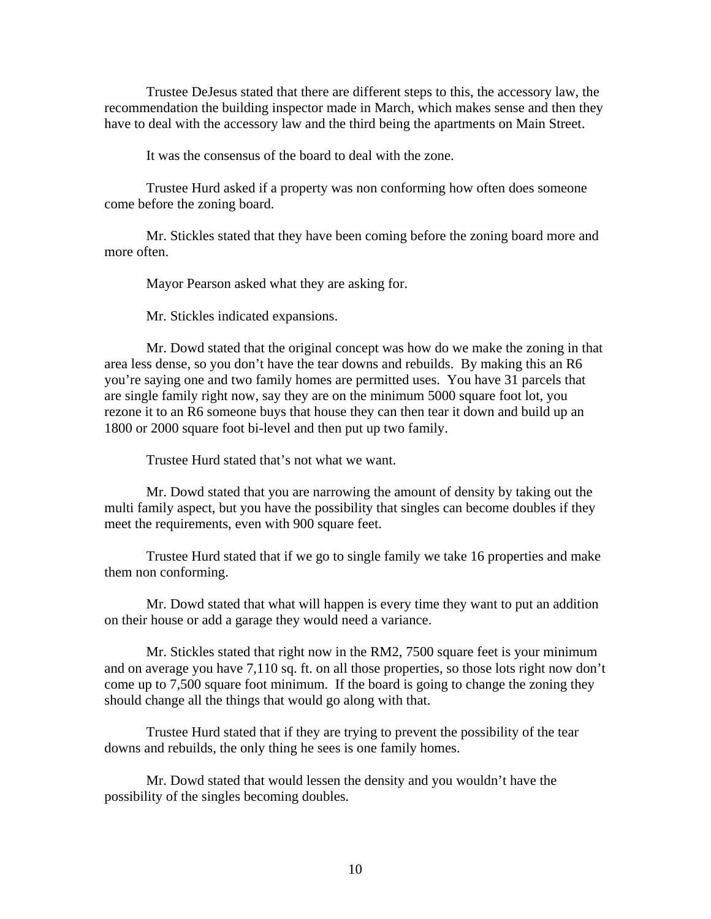Trustee DeJesus stated that there are different steps to this, the accessory law, the recommendation the building inspector made in March, which makes sense and then they have to deal with the accessory law and the third being the apartments on Main Street.

It was the consensus of the board to deal with the zone.

Trustee Hurd asked if a property was non conforming how often does someone come before the zoning board.

Mr. Stickles stated that they have been coming before the zoning board more and more often.

Mayor Pearson asked what they are asking for.

Mr. Stickles indicated expansions.

Mr. Dowd stated that the original concept was how do we make the zoning in that area less dense, so you don't have the tear downs and rebuilds. By making this an R6 you're saying one and two family homes are permitted uses. You have 31 parcels that are single family right now, say they are on the minimum 5000 square foot lot, you rezone it to an R6 someone buys that house they can then tear it down and build up an 1800 or 2000 square foot bi-level and then put up two family.

Trustee Hurd stated that's not what we want.

Mr. Dowd stated that you are narrowing the amount of density by taking out the multi family aspect, but you have the possibility that singles can become doubles if they meet the requirements, even with 900 square feet.

Trustee Hurd stated that if we go to single family we take 16 properties and make them non conforming.

Mr. Dowd stated that what will happen is every time they want to put an addition on their house or add a garage they would need a variance.

Mr. Stickles stated that right now in the RM2, 7500 square feet is your minimum and on average you have 7,110 sq. ft. on all those properties, so those lots right now don't come up to 7,500 square foot minimum. If the board is going to change the zoning they should change all the things that would go along with that.

Trustee Hurd stated that if they are trying to prevent the possibility of the tear downs and rebuilds, the only thing he sees is one family homes.

Mr. Dowd stated that would lessen the density and you wouldn't have the possibility of the singles becoming doubles.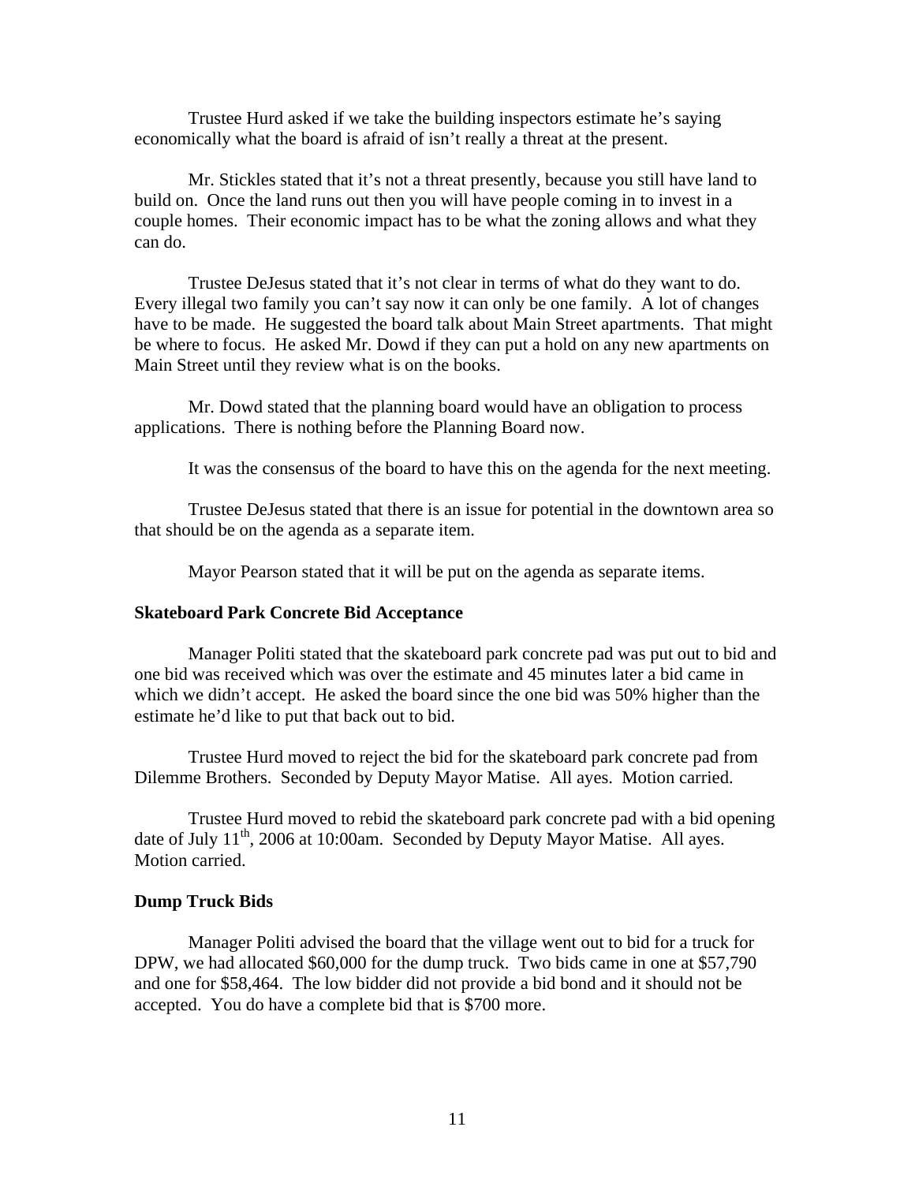Trustee Hurd asked if we take the building inspectors estimate he's saying economically what the board is afraid of isn't really a threat at the present.

Mr. Stickles stated that it's not a threat presently, because you still have land to build on. Once the land runs out then you will have people coming in to invest in a couple homes. Their economic impact has to be what the zoning allows and what they can do.

Trustee DeJesus stated that it's not clear in terms of what do they want to do. Every illegal two family you can't say now it can only be one family. A lot of changes have to be made. He suggested the board talk about Main Street apartments. That might be where to focus. He asked Mr. Dowd if they can put a hold on any new apartments on Main Street until they review what is on the books.

Mr. Dowd stated that the planning board would have an obligation to process applications. There is nothing before the Planning Board now.

It was the consensus of the board to have this on the agenda for the next meeting.

Trustee DeJesus stated that there is an issue for potential in the downtown area so that should be on the agenda as a separate item.

Mayor Pearson stated that it will be put on the agenda as separate items.

**Skateboard Park Concrete Bid Acceptance**

Manager Politi stated that the skateboard park concrete pad was put out to bid and one bid was received which was over the estimate and 45 minutes later a bid came in which we didn't accept. He asked the board since the one bid was 50% higher than the estimate he'd like to put that back out to bid.

Trustee Hurd moved to reject the bid for the skateboard park concrete pad from Dilemme Brothers. Seconded by Deputy Mayor Matise. All ayes. Motion carried.

Trustee Hurd moved to rebid the skateboard park concrete pad with a bid opening date of July 11th, 2006 at 10:00am. Seconded by Deputy Mayor Matise. All ayes. Motion carried.

**Dump Truck Bids**

Manager Politi advised the board that the village went out to bid for a truck for DPW, we had allocated $60,000 for the dump truck. Two bids came in one at $57,790 and one for $58,464. The low bidder did not provide a bid bond and it should not be accepted. You do have a complete bid that is $700 more.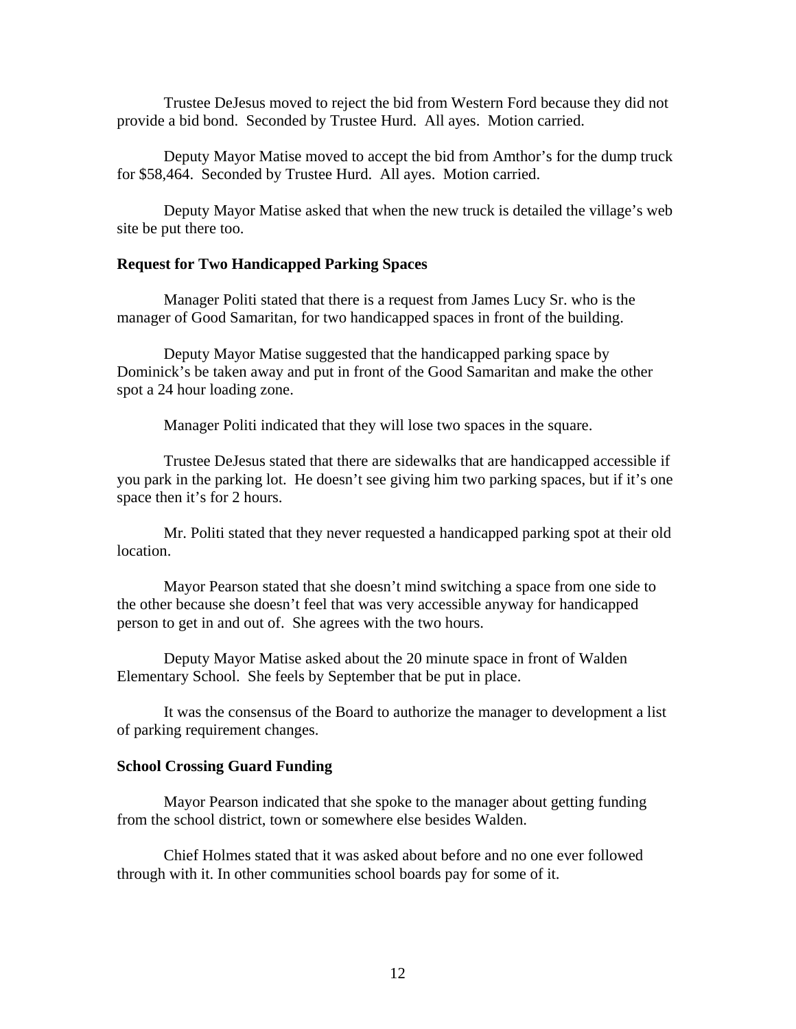Trustee DeJesus moved to reject the bid from Western Ford because they did not provide a bid bond. Seconded by Trustee Hurd. All ayes. Motion carried.

Deputy Mayor Matise moved to accept the bid from Amthor's for the dump truck for $58,464. Seconded by Trustee Hurd. All ayes. Motion carried.

Deputy Mayor Matise asked that when the new truck is detailed the village's web site be put there too.

**Request for Two Handicapped Parking Spaces**

Manager Politi stated that there is a request from James Lucy Sr. who is the manager of Good Samaritan, for two handicapped spaces in front of the building.

Deputy Mayor Matise suggested that the handicapped parking space by Dominick's be taken away and put in front of the Good Samaritan and make the other spot a 24 hour loading zone.

Manager Politi indicated that they will lose two spaces in the square.

Trustee DeJesus stated that there are sidewalks that are handicapped accessible if you park in the parking lot. He doesn't see giving him two parking spaces, but if it's one space then it's for 2 hours.

Mr. Politi stated that they never requested a handicapped parking spot at their old location.

Mayor Pearson stated that she doesn't mind switching a space from one side to the other because she doesn't feel that was very accessible anyway for handicapped person to get in and out of. She agrees with the two hours.

Deputy Mayor Matise asked about the 20 minute space in front of Walden Elementary School. She feels by September that be put in place.

It was the consensus of the Board to authorize the manager to development a list of parking requirement changes.

**School Crossing Guard Funding**

Mayor Pearson indicated that she spoke to the manager about getting funding from the school district, town or somewhere else besides Walden.

Chief Holmes stated that it was asked about before and no one ever followed through with it. In other communities school boards pay for some of it.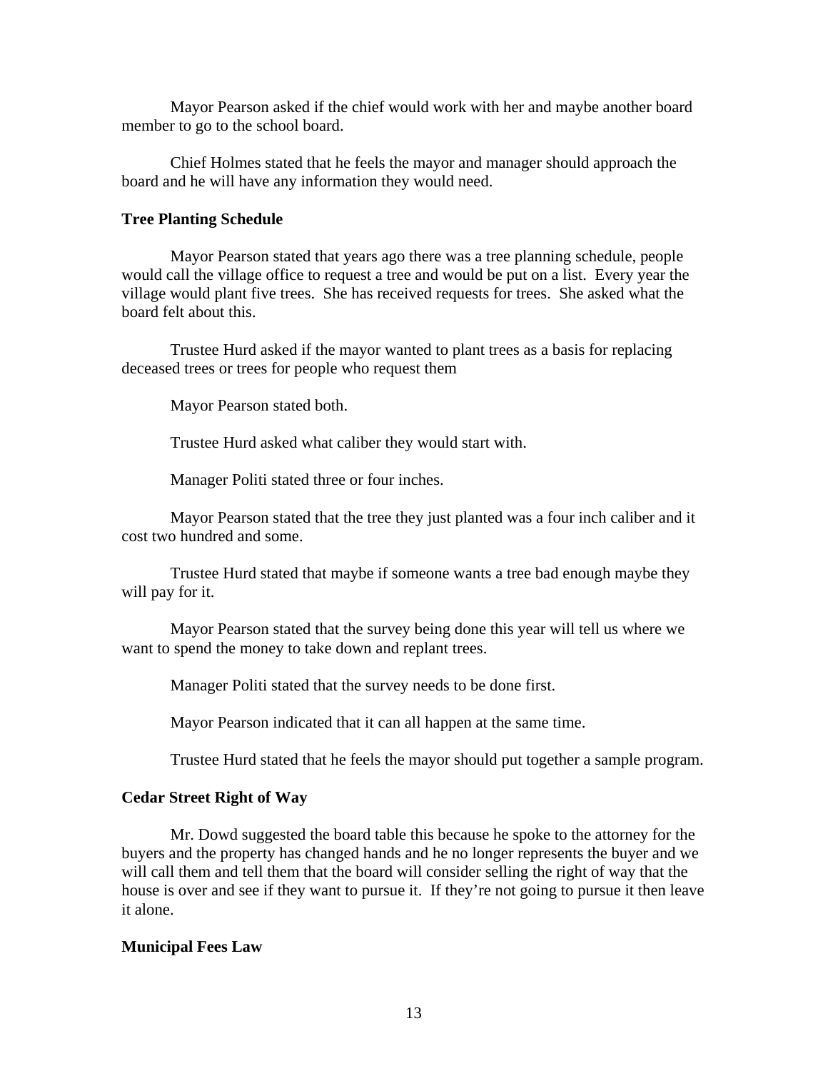Mayor Pearson asked if the chief would work with her and maybe another board member to go to the school board.

Chief Holmes stated that he feels the mayor and manager should approach the board and he will have any information they would need.

**Tree Planting Schedule**

Mayor Pearson stated that years ago there was a tree planning schedule, people would call the village office to request a tree and would be put on a list. Every year the village would plant five trees. She has received requests for trees. She asked what the board felt about this.

Trustee Hurd asked if the mayor wanted to plant trees as a basis for replacing deceased trees or trees for people who request them

Mayor Pearson stated both.

Trustee Hurd asked what caliber they would start with.

Manager Politi stated three or four inches.

Mayor Pearson stated that the tree they just planted was a four inch caliber and it cost two hundred and some.

Trustee Hurd stated that maybe if someone wants a tree bad enough maybe they will pay for it.

Mayor Pearson stated that the survey being done this year will tell us where we want to spend the money to take down and replant trees.

Manager Politi stated that the survey needs to be done first.

Mayor Pearson indicated that it can all happen at the same time.

Trustee Hurd stated that he feels the mayor should put together a sample program.

**Cedar Street Right of Way**

Mr. Dowd suggested the board table this because he spoke to the attorney for the buyers and the property has changed hands and he no longer represents the buyer and we will call them and tell them that the board will consider selling the right of way that the house is over and see if they want to pursue it. If they're not going to pursue it then leave it alone.

**Municipal Fees Law**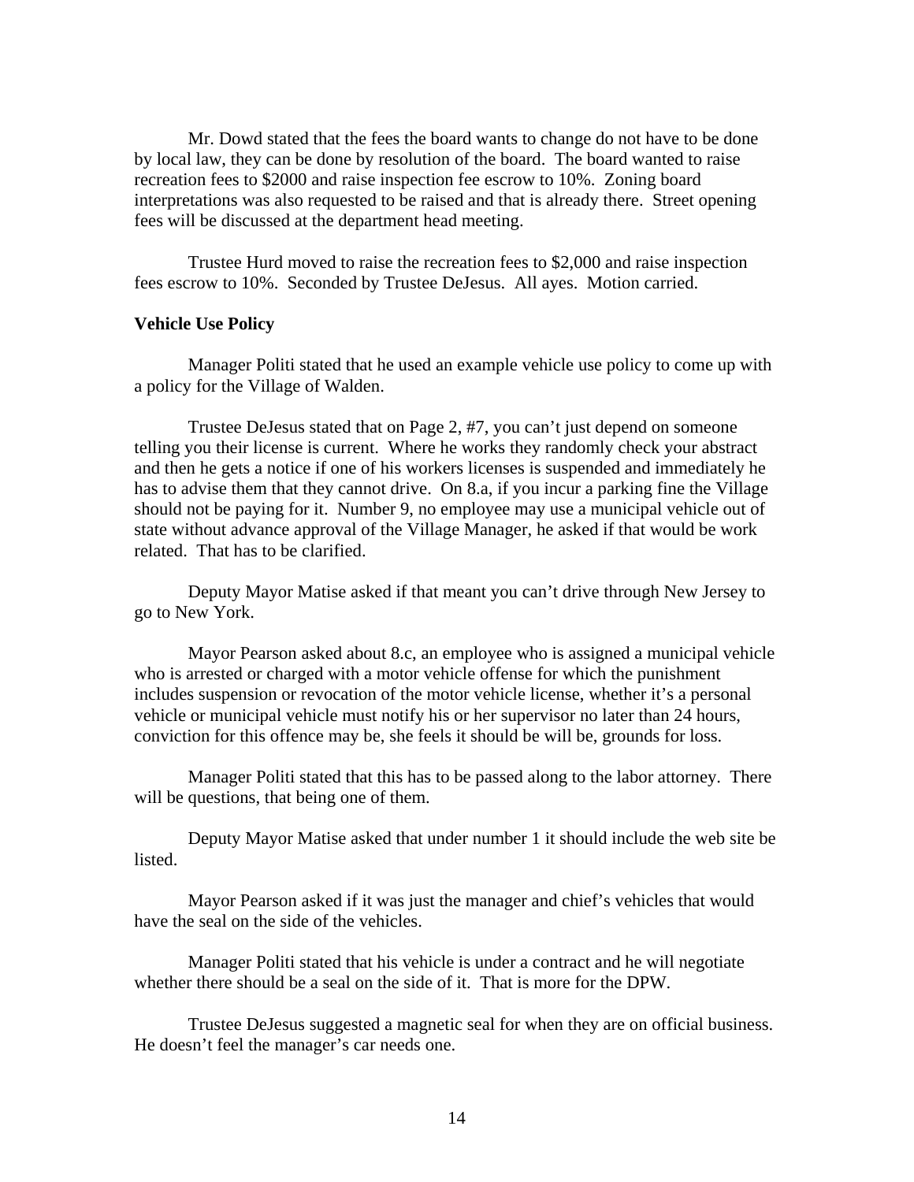Mr. Dowd stated that the fees the board wants to change do not have to be done by local law, they can be done by resolution of the board. The board wanted to raise recreation fees to $2000 and raise inspection fee escrow to 10%. Zoning board interpretations was also requested to be raised and that is already there. Street opening fees will be discussed at the department head meeting.

Trustee Hurd moved to raise the recreation fees to $2,000 and raise inspection fees escrow to 10%. Seconded by Trustee DeJesus. All ayes. Motion carried.

**Vehicle Use Policy**

Manager Politi stated that he used an example vehicle use policy to come up with a policy for the Village of Walden.

Trustee DeJesus stated that on Page 2, #7, you can't just depend on someone telling you their license is current. Where he works they randomly check your abstract and then he gets a notice if one of his workers licenses is suspended and immediately he has to advise them that they cannot drive. On 8.a, if you incur a parking fine the Village should not be paying for it. Number 9, no employee may use a municipal vehicle out of state without advance approval of the Village Manager, he asked if that would be work related. That has to be clarified.

Deputy Mayor Matise asked if that meant you can't drive through New Jersey to go to New York.

Mayor Pearson asked about 8.c, an employee who is assigned a municipal vehicle who is arrested or charged with a motor vehicle offense for which the punishment includes suspension or revocation of the motor vehicle license, whether it's a personal vehicle or municipal vehicle must notify his or her supervisor no later than 24 hours, conviction for this offence may be, she feels it should be will be, grounds for loss.

Manager Politi stated that this has to be passed along to the labor attorney. There will be questions, that being one of them.

Deputy Mayor Matise asked that under number 1 it should include the web site be listed.

Mayor Pearson asked if it was just the manager and chief's vehicles that would have the seal on the side of the vehicles.

Manager Politi stated that his vehicle is under a contract and he will negotiate whether there should be a seal on the side of it. That is more for the DPW.

Trustee DeJesus suggested a magnetic seal for when they are on official business. He doesn't feel the manager's car needs one.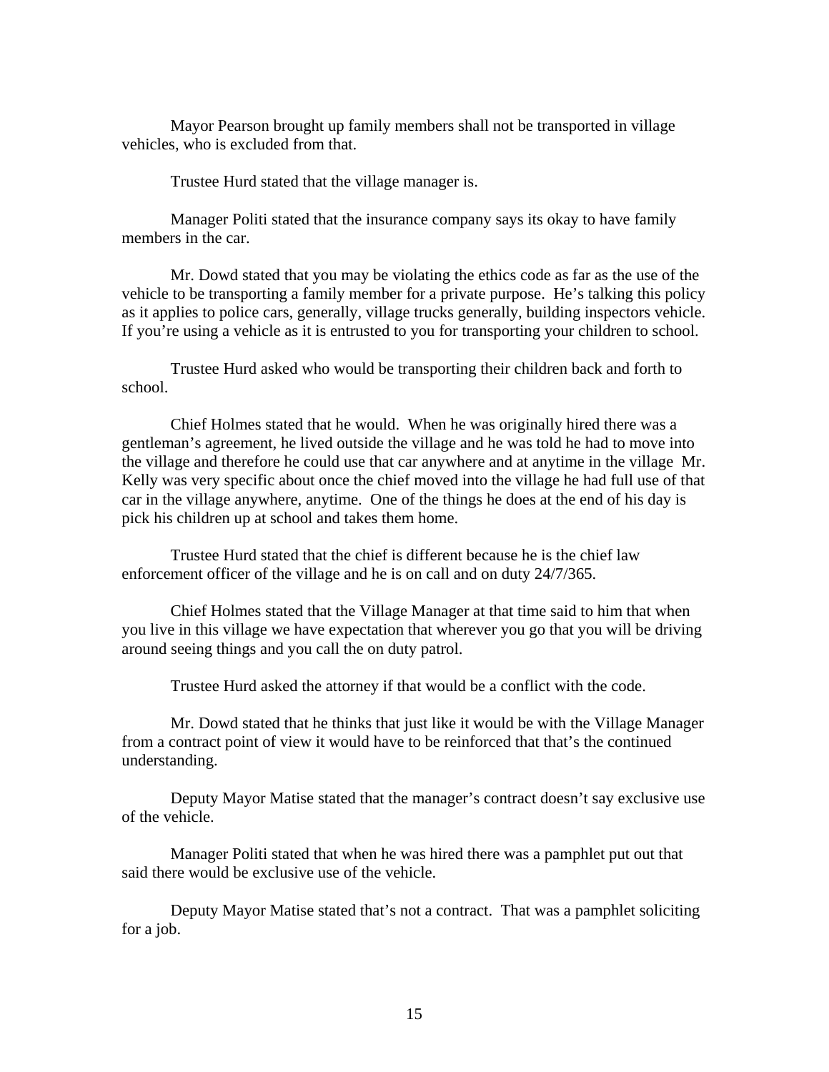Mayor Pearson brought up family members shall not be transported in village vehicles, who is excluded from that.

Trustee Hurd stated that the village manager is.

Manager Politi stated that the insurance company says its okay to have family members in the car.

Mr. Dowd stated that you may be violating the ethics code as far as the use of the vehicle to be transporting a family member for a private purpose. He's talking this policy as it applies to police cars, generally, village trucks generally, building inspectors vehicle. If you're using a vehicle as it is entrusted to you for transporting your children to school.

Trustee Hurd asked who would be transporting their children back and forth to school.

Chief Holmes stated that he would. When he was originally hired there was a gentleman's agreement, he lived outside the village and he was told he had to move into the village and therefore he could use that car anywhere and at anytime in the village Mr. Kelly was very specific about once the chief moved into the village he had full use of that car in the village anywhere, anytime. One of the things he does at the end of his day is pick his children up at school and takes them home.

Trustee Hurd stated that the chief is different because he is the chief law enforcement officer of the village and he is on call and on duty 24/7/365.

Chief Holmes stated that the Village Manager at that time said to him that when you live in this village we have expectation that wherever you go that you will be driving around seeing things and you call the on duty patrol.

Trustee Hurd asked the attorney if that would be a conflict with the code.

Mr. Dowd stated that he thinks that just like it would be with the Village Manager from a contract point of view it would have to be reinforced that that's the continued understanding.

Deputy Mayor Matise stated that the manager's contract doesn't say exclusive use of the vehicle.

Manager Politi stated that when he was hired there was a pamphlet put out that said there would be exclusive use of the vehicle.

Deputy Mayor Matise stated that's not a contract. That was a pamphlet soliciting for a job.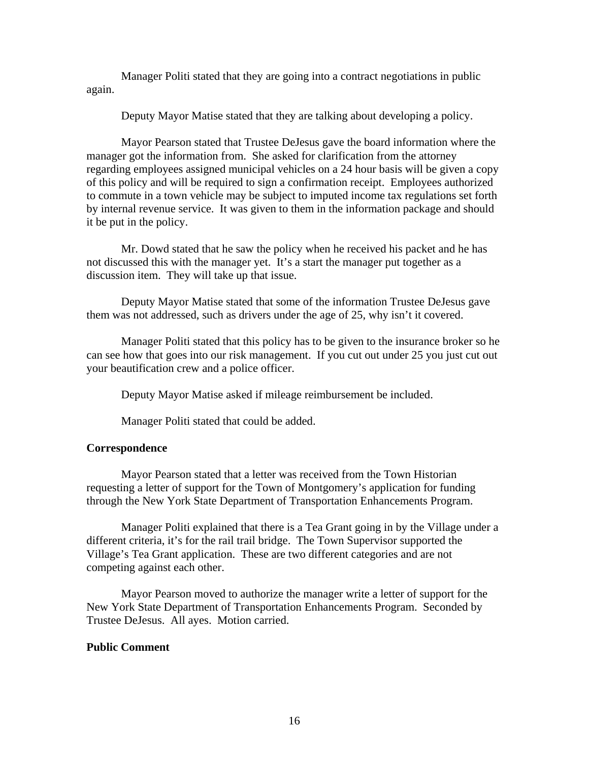Manager Politi stated that they are going into a contract negotiations in public again.

Deputy Mayor Matise stated that they are talking about developing a policy.

Mayor Pearson stated that Trustee DeJesus gave the board information where the manager got the information from. She asked for clarification from the attorney regarding employees assigned municipal vehicles on a 24 hour basis will be given a copy of this policy and will be required to sign a confirmation receipt. Employees authorized to commute in a town vehicle may be subject to imputed income tax regulations set forth by internal revenue service. It was given to them in the information package and should it be put in the policy.

Mr. Dowd stated that he saw the policy when he received his packet and he has not discussed this with the manager yet. It's a start the manager put together as a discussion item. They will take up that issue.

Deputy Mayor Matise stated that some of the information Trustee DeJesus gave them was not addressed, such as drivers under the age of 25, why isn't it covered.

Manager Politi stated that this policy has to be given to the insurance broker so he can see how that goes into our risk management. If you cut out under 25 you just cut out your beautification crew and a police officer.

Deputy Mayor Matise asked if mileage reimbursement be included.

Manager Politi stated that could be added.

**Correspondence**

Mayor Pearson stated that a letter was received from the Town Historian requesting a letter of support for the Town of Montgomery's application for funding through the New York State Department of Transportation Enhancements Program.

Manager Politi explained that there is a Tea Grant going in by the Village under a different criteria, it's for the rail trail bridge. The Town Supervisor supported the Village's Tea Grant application. These are two different categories and are not competing against each other.

Mayor Pearson moved to authorize the manager write a letter of support for the New York State Department of Transportation Enhancements Program. Seconded by Trustee DeJesus. All ayes. Motion carried.

**Public Comment**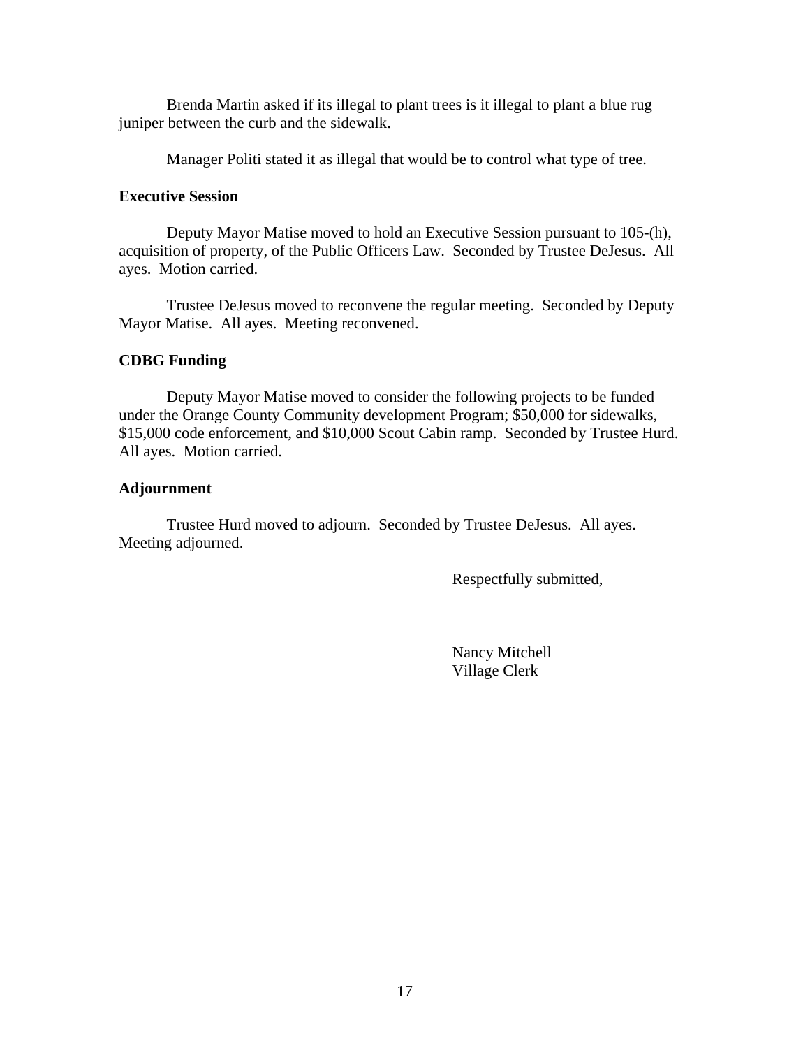Brenda Martin asked if its illegal to plant trees is it illegal to plant a blue rug juniper between the curb and the sidewalk.

Manager Politi stated it as illegal that would be to control what type of tree.

**Executive Session**

Deputy Mayor Matise moved to hold an Executive Session pursuant to 105-(h), acquisition of property, of the Public Officers Law. Seconded by Trustee DeJesus. All ayes. Motion carried.

Trustee DeJesus moved to reconvene the regular meeting. Seconded by Deputy Mayor Matise. All ayes. Meeting reconvened.

**CDBG Funding**

Deputy Mayor Matise moved to consider the following projects to be funded under the Orange County Community development Program; $50,000 for sidewalks, $15,000 code enforcement, and $10,000 Scout Cabin ramp. Seconded by Trustee Hurd. All ayes. Motion carried.

**Adjournment**

Trustee Hurd moved to adjourn. Seconded by Trustee DeJesus. All ayes. Meeting adjourned.

Respectfully submitted,

Nancy Mitchell
Village Clerk